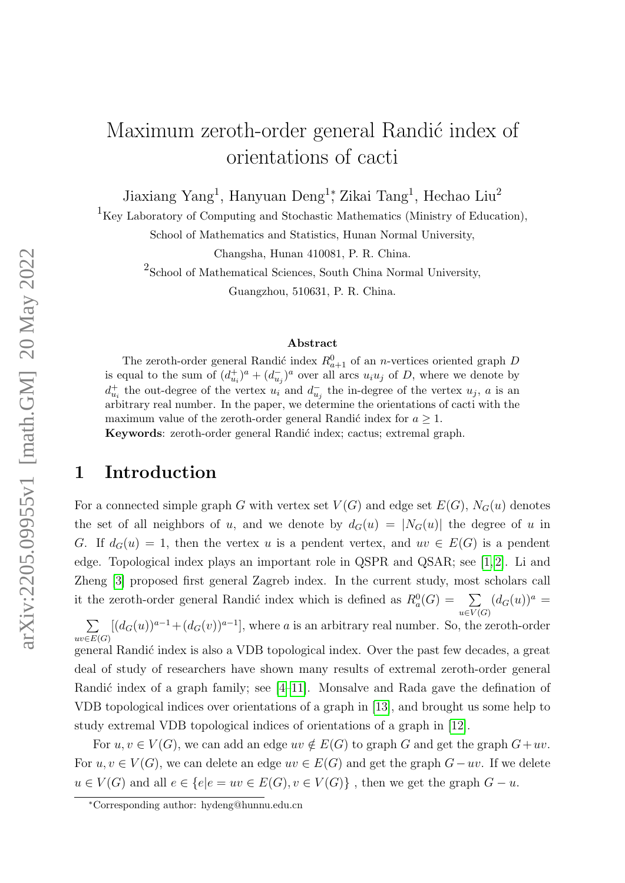# Maximum zeroth-order general Randić index of orientations of cacti

Jiaxiang Yang[1], Hanyuan Deng[1]*, Zikai Tang[1], Hechao Liu[2]

[1]Key Laboratory of Computing and Stochastic Mathematics (Ministry of Education), School of Mathematics and Statistics, Hunan Normal University, Changsha, Hunan 410081, P. R. China.

[2]School of Mathematical Sciences, South China Normal University, Guangzhou, 510631, P. R. China.

### Abstract

The zeroth-order general Randić index $R^0_{a+1}$ of an $n$-vertices oriented graph $D$ is equal to the sum of $(d^+_{u_i})^a + (d^-_{u_j})^a$ over all arcs $u_iu_j$ of $D$, where we denote by $d^+_{u_i}$ the out-degree of the vertex $u_i$ and $d^-_{u_j}$ the in-degree of the vertex $u_j$, $a$ is an arbitrary real number. In the paper, we determine the orientations of cacti with the maximum value of the zeroth-order general Randić index for $a \geq 1$.

**Keywords**: zeroth-order general Randić index; cactus; extremal graph.

## 1 Introduction

For a connected simple graph $G$ with vertex set $V(G)$ and edge set $E(G)$, $N_G(u)$ denotes the set of all neighbors of $u$, and we denote by $d_G(u) = |N_G(u)|$ the degree of $u$ in $G$. If $d_G(u) = 1$, then the vertex $u$ is a pendent vertex, and $uv \in E(G)$ is a pendent edge. Topological index plays an important role in QSPR and QSAR; see [1,2]. Li and Zheng [3] proposed first general Zagreb index. In the current study, most scholars call it the zeroth-order general Randić index which is defined as $R^0_a(G) = \sum\limits_{u\in V(G)} (d_G(u))^a = \sum\limits_{uv\in E(G)} [(d_G(u))^{a-1} + (d_G(v))^{a-1}]$, where $a$ is an arbitrary real number. So, the zeroth-order general Randić index is also a VDB topological index. Over the past few decades, a great deal of study of researchers have shown many results of extremal zeroth-order general Randić index of a graph family; see [4–11]. Monsalve and Rada gave the defination of VDB topological indices over orientations of a graph in [13], and brought us some help to study extremal VDB topological indices of orientations of a graph in [12].

For $u, v \in V(G)$, we can add an edge $uv \notin E(G)$ to graph $G$ and get the graph $G+uv$. For $u, v \in V(G)$, we can delete an edge $uv \in E(G)$ and get the graph $G-uv$. If we delete $u \in V(G)$ and all $e \in \{e|e = uv \in E(G), v \in V(G)\}$ , then we get the graph $G - u$.

*Corresponding author: hydeng@hunnu.edu.cn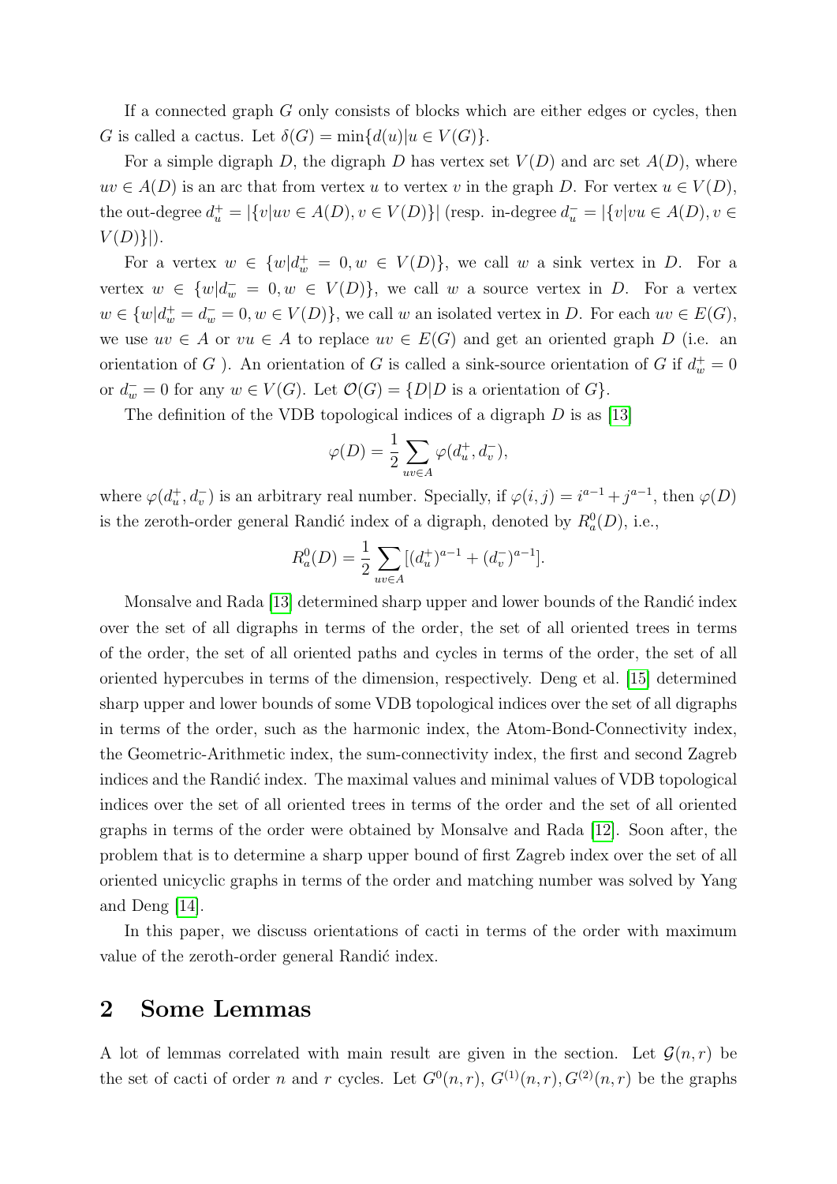If a connected graph $G$ only consists of blocks which are either edges or cycles, then $G$ is called a cactus. Let $\delta(G) = \min\{d(u)|u \in V(G)\}$.

For a simple digraph $D$, the digraph $D$ has vertex set $V(D)$ and arc set $A(D)$, where $uv \in A(D)$ is an arc that from vertex $u$ to vertex $v$ in the graph $D$. For vertex $u \in V(D)$, the out-degree $d_u^+ = |\{v|uv \in A(D), v \in V(D)\}|$ (resp. in-degree $d_u^- = |\{v|vu \in A(D), v \in V(D)\}|$).

For a vertex $w \in \{w|d_w^+ = 0, w \in V(D)\}$, we call $w$ a sink vertex in $D$. For a vertex $w \in \{w|d_w^- = 0, w \in V(D)\}$, we call $w$ a source vertex in $D$. For a vertex $w \in \{w|d_w^+ = d_w^- = 0, w \in V(D)\}$, we call $w$ an isolated vertex in $D$. For each $uv \in E(G)$, we use $uv \in A$ or $vu \in A$ to replace $uv \in E(G)$ and get an oriented graph $D$ (i.e. an orientation of $G$ ). An orientation of $G$ is called a sink-source orientation of $G$ if $d_w^+ = 0$ or $d_w^- = 0$ for any $w \in V(G)$. Let $\mathcal{O}(G) = \{D|D$ is a orientation of $G\}$.

The definition of the VDB topological indices of a digraph $D$ is as [13]

$$\varphi(D) = \frac{1}{2}\sum_{uv\in A}\varphi(d_u^+, d_v^-),$$

where $\varphi(d_u^+, d_v^-)$ is an arbitrary real number. Specially, if $\varphi(i,j) = i^{a-1} + j^{a-1}$, then $\varphi(D)$ is the zeroth-order general Randić index of a digraph, denoted by $R_a^0(D)$, i.e.,

$$R_a^0(D) = \frac{1}{2}\sum_{uv\in A}[(d_u^+)^{a-1} + (d_v^-)^{a-1}].$$

Monsalve and Rada [13] determined sharp upper and lower bounds of the Randić index over the set of all digraphs in terms of the order, the set of all oriented trees in terms of the order, the set of all oriented paths and cycles in terms of the order, the set of all oriented hypercubes in terms of the dimension, respectively. Deng et al. [15] determined sharp upper and lower bounds of some VDB topological indices over the set of all digraphs in terms of the order, such as the harmonic index, the Atom-Bond-Connectivity index, the Geometric-Arithmetic index, the sum-connectivity index, the first and second Zagreb indices and the Randić index. The maximal values and minimal values of VDB topological indices over the set of all oriented trees in terms of the order and the set of all oriented graphs in terms of the order were obtained by Monsalve and Rada [12]. Soon after, the problem that is to determine a sharp upper bound of first Zagreb index over the set of all oriented unicyclic graphs in terms of the order and matching number was solved by Yang and Deng [14].

In this paper, we discuss orientations of cacti in terms of the order with maximum value of the zeroth-order general Randić index.

## 2 Some Lemmas

A lot of lemmas correlated with main result are given in the section. Let $\mathcal{G}(n, r)$ be the set of cacti of order $n$ and $r$ cycles. Let $G^0(n, r)$, $G^{(1)}(n, r)$, $G^{(2)}(n, r)$ be the graphs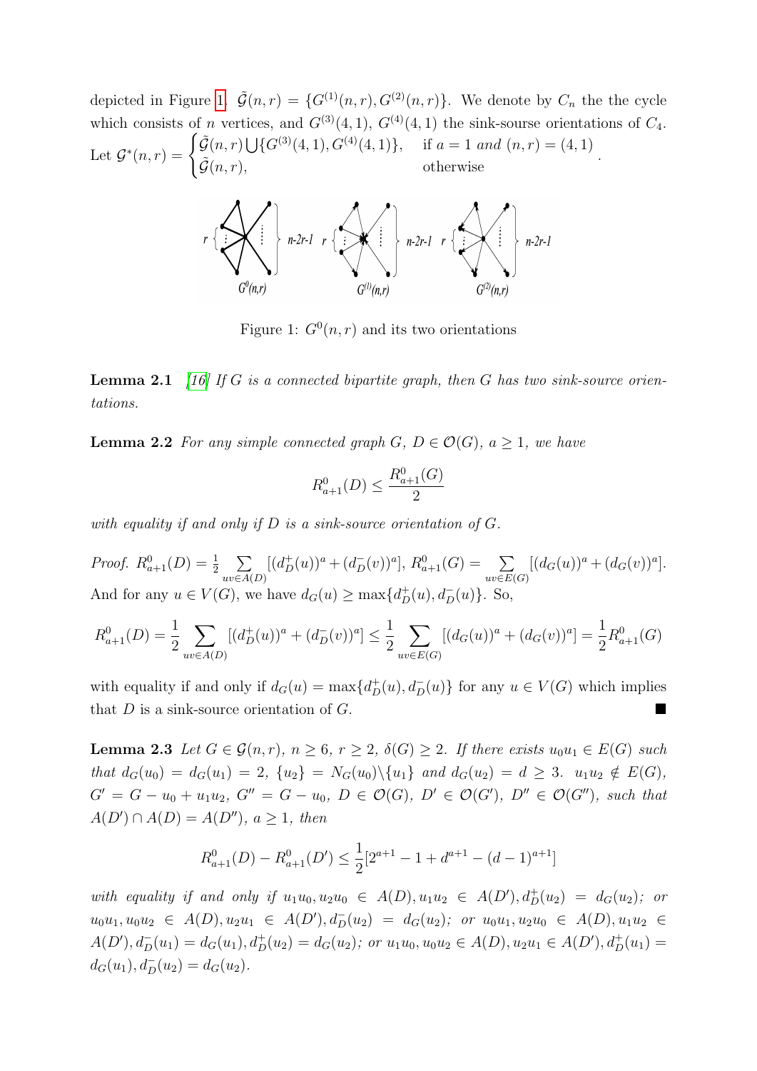depicted in Figure 1. $\tilde{\mathcal{G}}(n,r) = \{G^{(1)}(n,r), G^{(2)}(n,r)\}$. We denote by $C_n$ the the cycle which consists of $n$ vertices, and $G^{(3)}(4,1)$, $G^{(4)}(4,1)$ the sink-sourse orientations of $C_4$. Let $\mathcal{G}^*(n,r) = \begin{cases} \tilde{\mathcal{G}}(n,r) \bigcup \{G^{(3)}(4,1), G^{(4)}(4,1)\}, & \text{if } a = 1 \text{ and } (n,r) = (4,1) \\ \tilde{\mathcal{G}}(n,r), & \text{otherwise} \end{cases}$.

Figure 1: $G^0(n,r)$ and its two orientations

**Lemma 2.1** *[16] If $G$ is a connected bipartite graph, then $G$ has two sink-source orientations.*

**Lemma 2.2** *For any simple connected graph $G$, $D \in \mathcal{O}(G)$, $a \geq 1$, we have*

$$R^0_{a+1}(D) \leq \frac{R^0_{a+1}(G)}{2}$$

*with equality if and only if $D$ is a sink-source orientation of $G$.*

*Proof.* $R^0_{a+1}(D) = \frac{1}{2}\sum\limits_{uv \in A(D)}[(d^+_D(u))^a + (d^-_D(v))^a]$, $R^0_{a+1}(G) = \sum\limits_{uv \in E(G)}[(d_G(u))^a + (d_G(v))^a]$. And for any $u \in V(G)$, we have $d_G(u) \geq \max\{d^+_D(u), d^-_D(u)\}$. So,

$$R^0_{a+1}(D) = \frac{1}{2}\sum_{uv \in A(D)}[(d^+_D(u))^a + (d^-_D(v))^a] \leq \frac{1}{2}\sum_{uv \in E(G)}[(d_G(u))^a + (d_G(v))^a] = \frac{1}{2}R^0_{a+1}(G)$$

with equality if and only if $d_G(u) = \max\{d^+_D(u), d^-_D(u)\}$ for any $u \in V(G)$ which implies that $D$ is a sink-source orientation of $G$. ∎

**Lemma 2.3** *Let $G \in \mathcal{G}(n,r)$, $n \geq 6$, $r \geq 2$, $\delta(G) \geq 2$. If there exists $u_0u_1 \in E(G)$ such that $d_G(u_0) = d_G(u_1) = 2$, $\{u_2\} = N_G(u_0)\backslash\{u_1\}$ and $d_G(u_2) = d \geq 3$. $u_1u_2 \notin E(G)$, $G' = G - u_0 + u_1u_2$, $G'' = G - u_0$, $D \in \mathcal{O}(G)$, $D' \in \mathcal{O}(G')$, $D'' \in \mathcal{O}(G'')$, such that $A(D') \cap A(D) = A(D'')$, $a \geq 1$, then*

$$R^0_{a+1}(D) - R^0_{a+1}(D') \leq \frac{1}{2}[2^{a+1} - 1 + d^{a+1} - (d-1)^{a+1}]$$

*with equality if and only if $u_1u_0, u_2u_0 \in A(D), u_1u_2 \in A(D'), d^+_D(u_2) = d_G(u_2)$; or $u_0u_1, u_0u_2 \in A(D), u_2u_1 \in A(D'), d^-_D(u_2) = d_G(u_2)$; or $u_0u_1, u_2u_0 \in A(D), u_1u_2 \in A(D'), d^-_D(u_1) = d_G(u_1), d^+_D(u_2) = d_G(u_2)$; or $u_1u_0, u_0u_2 \in A(D), u_2u_1 \in A(D'), d^+_D(u_1) = d_G(u_1), d^-_D(u_2) = d_G(u_2)$.*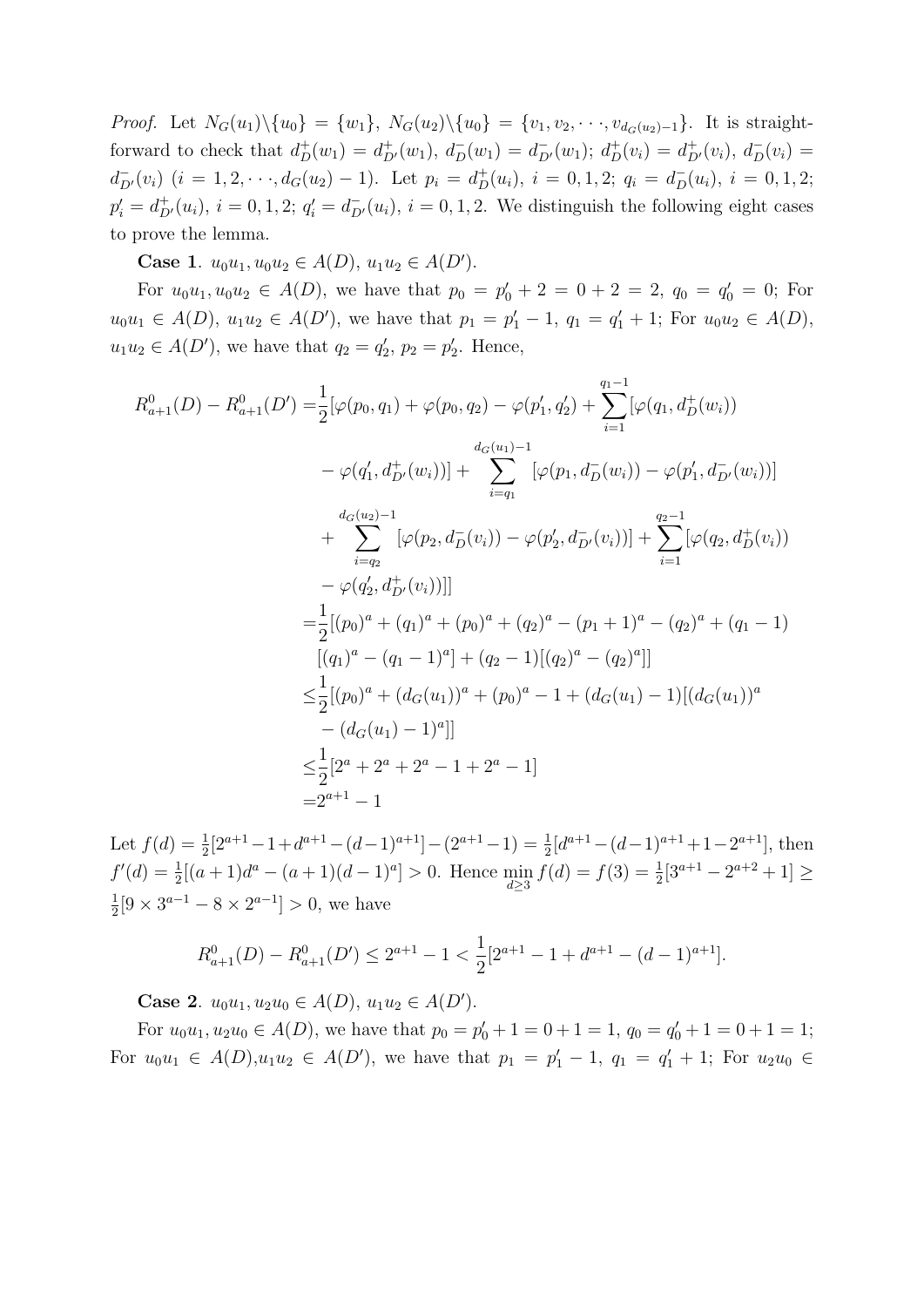*Proof.* Let $N_G(u_1)\backslash\{u_0\} = \{w_1\}$, $N_G(u_2)\backslash\{u_0\} = \{v_1, v_2, \cdots, v_{d_G(u_2)-1}\}$. It is straightforward to check that $d^+_D(w_1) = d^+_{D'}(w_1)$, $d^-_D(w_1) = d^-_{D'}(w_1)$; $d^+_D(v_i) = d^+_{D'}(v_i)$, $d^-_D(v_i) = d^-_{D'}(v_i)$ $(i = 1, 2, \cdots, d_G(u_2) - 1)$. Let $p_i = d^+_D(u_i)$, $i = 0, 1, 2$; $q_i = d^-_D(u_i)$, $i = 0, 1, 2$; $p'_i = d^+_{D'}(u_i)$, $i = 0, 1, 2$; $q'_i = d^-_{D'}(u_i)$, $i = 0, 1, 2$. We distinguish the following eight cases to prove the lemma.

**Case 1**. $u_0u_1, u_0u_2 \in A(D)$, $u_1u_2 \in A(D')$.

For $u_0u_1, u_0u_2 \in A(D)$, we have that $p_0 = p'_0 + 2 = 0 + 2 = 2$, $q_0 = q'_0 = 0$; For $u_0u_1 \in A(D)$, $u_1u_2 \in A(D')$, we have that $p_1 = p'_1 - 1$, $q_1 = q'_1 + 1$; For $u_0u_2 \in A(D)$, $u_1u_2 \in A(D')$, we have that $q_2 = q'_2$, $p_2 = p'_2$. Hence,

$$
\begin{aligned}
R^0_{a+1}(D) - R^0_{a+1}(D') =& \frac{1}{2}[\varphi(p_0, q_1) + \varphi(p_0, q_2) - \varphi(p'_1, q'_2) + \sum_{i=1}^{q_1-1}[\varphi(q_1, d^+_D(w_i)) \\
& - \varphi(q'_1, d^+_{D'}(w_i))] + \sum_{i=q_1}^{d_G(u_1)-1}[\varphi(p_1, d^-_D(w_i)) - \varphi(p'_1, d^-_{D'}(w_i))] \\
& + \sum_{i=q_2}^{d_G(u_2)-1}[\varphi(p_2, d^-_D(v_i)) - \varphi(p'_2, d^-_{D'}(v_i))] + \sum_{i=1}^{q_2-1}[\varphi(q_2, d^+_D(v_i)) \\
& - \varphi(q'_2, d^+_{D'}(v_i))]] \\
=& \frac{1}{2}[(p_0)^a + (q_1)^a + (p_0)^a + (q_2)^a - (p_1+1)^a - (q_2)^a + (q_1 - 1) \\
& [(q_1)^a - (q_1-1)^a] + (q_2 - 1)[(q_2)^a - (q_2)^a]] \\
\leq & \frac{1}{2}[(p_0)^a + (d_G(u_1))^a + (p_0)^a - 1 + (d_G(u_1) - 1)[(d_G(u_1))^a \\
& - (d_G(u_1) - 1)^a]] \\
\leq & \frac{1}{2}[2^a + 2^a + 2^a - 1 + 2^a - 1] \\
=& 2^{a+1} - 1
\end{aligned}
$$

Let $f(d) = \frac{1}{2}[2^{a+1} - 1 + d^{a+1} - (d-1)^{a+1}] - (2^{a+1} - 1) = \frac{1}{2}[d^{a+1} - (d-1)^{a+1} + 1 - 2^{a+1}]$, then $f'(d) = \frac{1}{2}[(a+1)d^a - (a+1)(d-1)^a] > 0$. Hence $\min_{d\geq 3} f(d) = f(3) = \frac{1}{2}[3^{a+1} - 2^{a+2} + 1] \geq \frac{1}{2}[9 \times 3^{a-1} - 8 \times 2^{a-1}] > 0$, we have

$$
R^0_{a+1}(D) - R^0_{a+1}(D') \leq 2^{a+1} - 1 < \frac{1}{2}[2^{a+1} - 1 + d^{a+1} - (d-1)^{a+1}].
$$

**Case 2**. $u_0u_1, u_2u_0 \in A(D)$, $u_1u_2 \in A(D')$.

For $u_0u_1, u_2u_0 \in A(D)$, we have that $p_0 = p'_0 + 1 = 0 + 1 = 1$, $q_0 = q'_0 + 1 = 0 + 1 = 1$; For $u_0u_1 \in A(D)$,$u_1u_2 \in A(D')$, we have that $p_1 = p'_1 - 1$, $q_1 = q'_1 + 1$; For $u_2u_0 \in$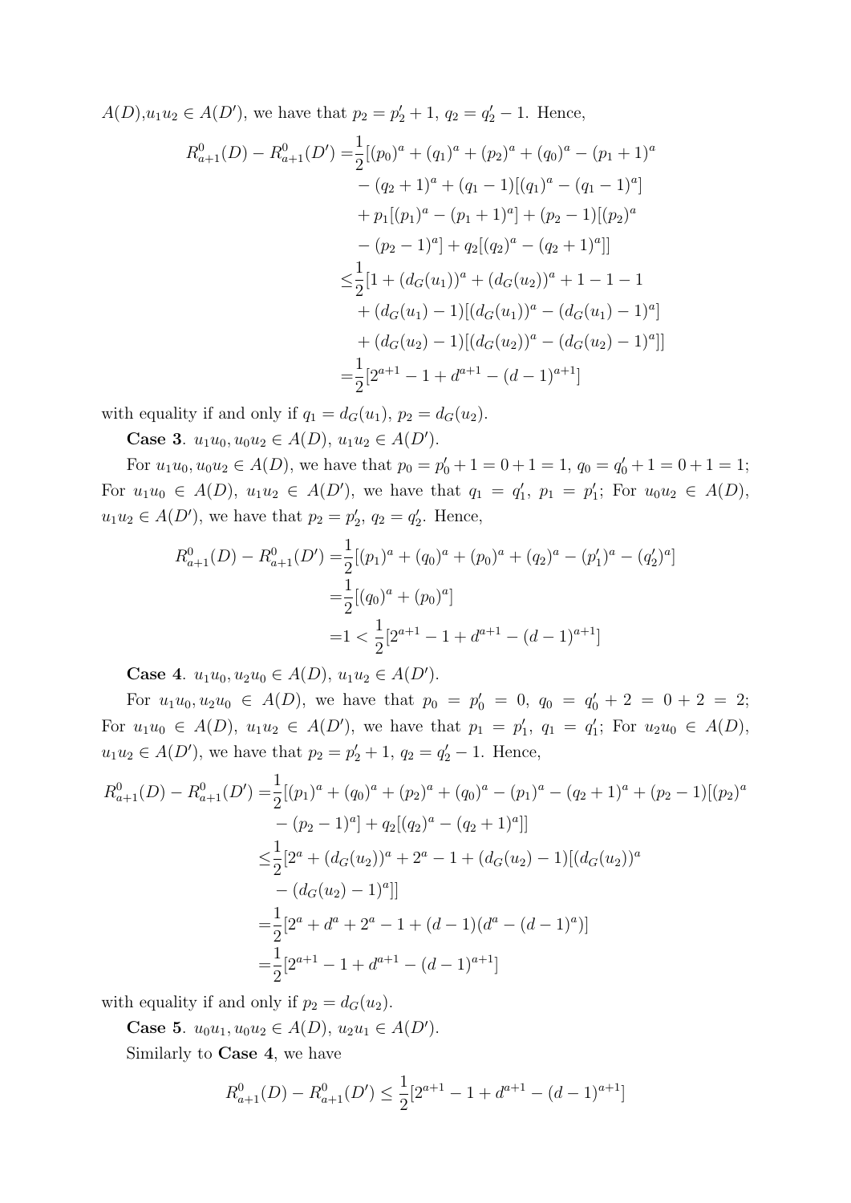$A(D)$,$u_1u_2 \in A(D')$, we have that $p_2 = p_2' + 1$, $q_2 = q_2' - 1$. Hence,

$$
\begin{aligned}
R_{a+1}^0(D) - R_{a+1}^0(D') =& \frac{1}{2}[(p_0)^a + (q_1)^a + (p_2)^a + (q_0)^a - (p_1+1)^a \\
&- (q_2+1)^a + (q_1-1)[(q_1)^a - (q_1-1)^a] \\
&+ p_1[(p_1)^a - (p_1+1)^a] + (p_2-1)[(p_2)^a \\
&- (p_2-1)^a] + q_2[(q_2)^a - (q_2+1)^a]] \\
\leq& \frac{1}{2}[1 + (d_G(u_1))^a + (d_G(u_2))^a + 1 - 1 - 1 \\
&+ (d_G(u_1)-1)[(d_G(u_1))^a - (d_G(u_1)-1)^a] \\
&+ (d_G(u_2)-1)[(d_G(u_2))^a - (d_G(u_2)-1)^a]] \\
=& \frac{1}{2}[2^{a+1} - 1 + d^{a+1} - (d-1)^{a+1}]
\end{aligned}
$$

with equality if and only if $q_1 = d_G(u_1)$, $p_2 = d_G(u_2)$.

**Case 3**. $u_1u_0, u_0u_2 \in A(D)$, $u_1u_2 \in A(D')$.

For $u_1u_0, u_0u_2 \in A(D)$, we have that $p_0 = p_0' + 1 = 0 + 1 = 1$, $q_0 = q_0' + 1 = 0 + 1 = 1$; For $u_1u_0 \in A(D)$, $u_1u_2 \in A(D')$, we have that $q_1 = q_1'$, $p_1 = p_1'$; For $u_0u_2 \in A(D)$, $u_1u_2 \in A(D')$, we have that $p_2 = p_2'$, $q_2 = q_2'$. Hence,

$$
\begin{aligned}
R_{a+1}^0(D) - R_{a+1}^0(D') =& \frac{1}{2}[(p_1)^a + (q_0)^a + (p_0)^a + (q_2)^a - (p_1')^a - (q_2')^a] \\
=& \frac{1}{2}[(q_0)^a + (p_0)^a] \\
=& 1 < \frac{1}{2}[2^{a+1} - 1 + d^{a+1} - (d-1)^{a+1}]
\end{aligned}
$$

**Case 4**. $u_1u_0, u_2u_0 \in A(D)$, $u_1u_2 \in A(D')$.

For $u_1u_0, u_2u_0 \in A(D)$, we have that $p_0 = p_0' = 0$, $q_0 = q_0' + 2 = 0 + 2 = 2$; For $u_1u_0 \in A(D)$, $u_1u_2 \in A(D')$, we have that $p_1 = p_1'$, $q_1 = q_1'$; For $u_2u_0 \in A(D)$, $u_1u_2 \in A(D')$, we have that $p_2 = p_2' + 1$, $q_2 = q_2' - 1$. Hence,

$$
\begin{aligned}
R_{a+1}^0(D) - R_{a+1}^0(D') =& \frac{1}{2}[(p_1)^a + (q_0)^a + (p_2)^a + (q_0)^a - (p_1)^a - (q_2+1)^a + (p_2-1)[(p_2)^a \\
&- (p_2-1)^a] + q_2[(q_2)^a - (q_2+1)^a]] \\
\leq& \frac{1}{2}[2^a + (d_G(u_2))^a + 2^a - 1 + (d_G(u_2)-1)[(d_G(u_2))^a \\
&- (d_G(u_2)-1)^a]] \\
=& \frac{1}{2}[2^a + d^a + 2^a - 1 + (d-1)(d^a - (d-1)^a)] \\
=& \frac{1}{2}[2^{a+1} - 1 + d^{a+1} - (d-1)^{a+1}]
\end{aligned}
$$

with equality if and only if $p_2 = d_G(u_2)$.

**Case 5**. $u_0u_1, u_0u_2 \in A(D)$, $u_2u_1 \in A(D')$.

Similarly to **Case 4**, we have

$$
R_{a+1}^0(D) - R_{a+1}^0(D') \leq \frac{1}{2}[2^{a+1} - 1 + d^{a+1} - (d-1)^{a+1}]
$$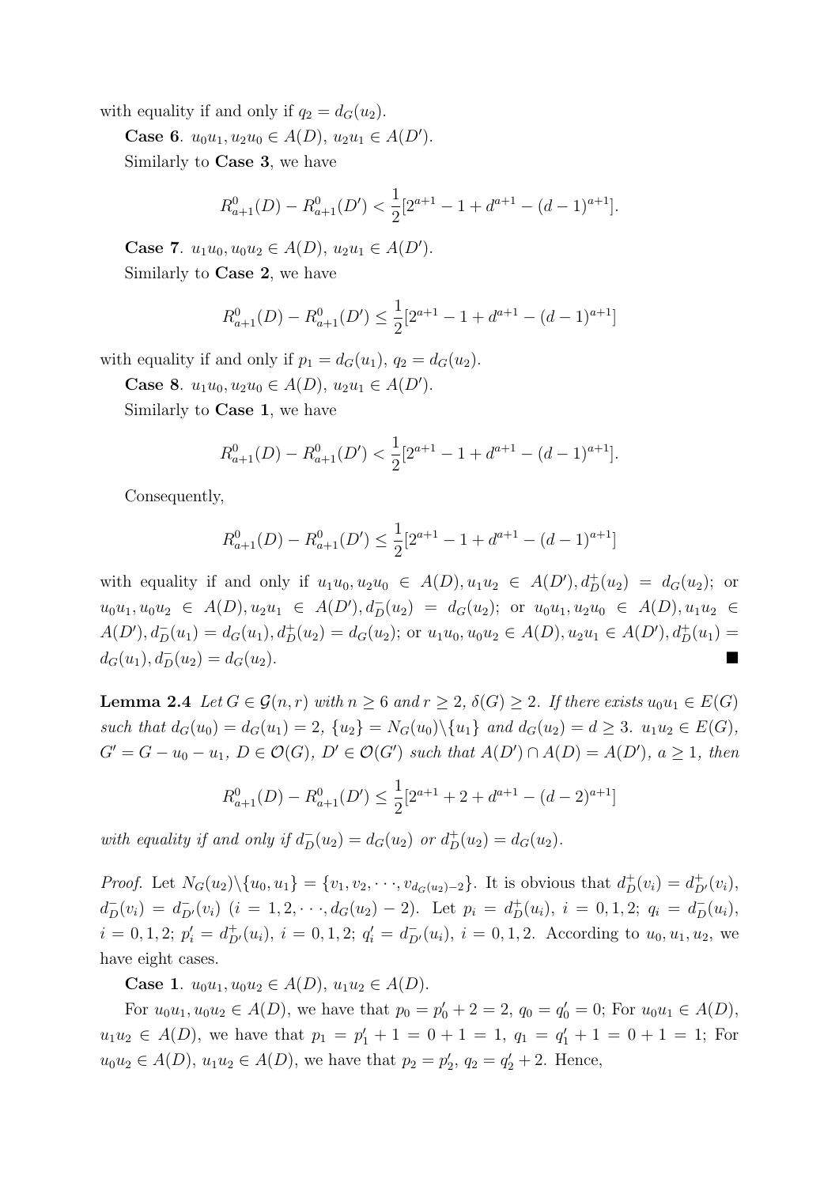with equality if and only if $q_2 = d_G(u_2)$.

**Case 6**. $u_0u_1, u_2u_0 \in A(D)$, $u_2u_1 \in A(D')$.

Similarly to **Case 3**, we have

$$R^0_{a+1}(D) - R^0_{a+1}(D') < \frac{1}{2}[2^{a+1} - 1 + d^{a+1} - (d-1)^{a+1}].$$

**Case 7**. $u_1u_0, u_0u_2 \in A(D)$, $u_2u_1 \in A(D')$.

Similarly to **Case 2**, we have

$$R^0_{a+1}(D) - R^0_{a+1}(D') \leq \frac{1}{2}[2^{a+1} - 1 + d^{a+1} - (d-1)^{a+1}]$$

with equality if and only if $p_1 = d_G(u_1)$, $q_2 = d_G(u_2)$.

**Case 8**. $u_1u_0, u_2u_0 \in A(D)$, $u_2u_1 \in A(D')$.

Similarly to **Case 1**, we have

$$R^0_{a+1}(D) - R^0_{a+1}(D') < \frac{1}{2}[2^{a+1} - 1 + d^{a+1} - (d-1)^{a+1}].$$

Consequently,

$$R^0_{a+1}(D) - R^0_{a+1}(D') \leq \frac{1}{2}[2^{a+1} - 1 + d^{a+1} - (d-1)^{a+1}]$$

with equality if and only if $u_1u_0, u_2u_0 \in A(D), u_1u_2 \in A(D'), d^+_D(u_2) = d_G(u_2)$; or $u_0u_1, u_0u_2 \in A(D), u_2u_1 \in A(D'), d^-_D(u_2) = d_G(u_2)$; or $u_0u_1, u_2u_0 \in A(D), u_1u_2 \in A(D'), d^-_D(u_1) = d_G(u_1), d^+_D(u_2) = d_G(u_2)$; or $u_1u_0, u_0u_2 \in A(D), u_2u_1 \in A(D'), d^+_D(u_1) = d_G(u_1), d^-_D(u_2) = d_G(u_2)$. ■

**Lemma 2.4** *Let $G \in \mathcal{G}(n, r)$ with $n \geq 6$ and $r \geq 2$, $\delta(G) \geq 2$. If there exists $u_0u_1 \in E(G)$ such that $d_G(u_0) = d_G(u_1) = 2$, $\{u_2\} = N_G(u_0)\backslash\{u_1\}$ and $d_G(u_2) = d \geq 3$. $u_1u_2 \in E(G)$, $G' = G - u_0 - u_1$, $D \in \mathcal{O}(G)$, $D' \in \mathcal{O}(G')$ such that $A(D') \cap A(D) = A(D')$, $a \geq 1$, then*

$$R^0_{a+1}(D) - R^0_{a+1}(D') \leq \frac{1}{2}[2^{a+1} + 2 + d^{a+1} - (d-2)^{a+1}]$$

*with equality if and only if $d^-_D(u_2) = d_G(u_2)$ or $d^+_D(u_2) = d_G(u_2)$.*

*Proof.* Let $N_G(u_2)\backslash\{u_0, u_1\} = \{v_1, v_2, \cdots, v_{d_G(u_2)-2}\}$. It is obvious that $d^+_D(v_i) = d^+_{D'}(v_i)$, $d^-_D(v_i) = d^-_{D'}(v_i)$ $(i = 1, 2, \cdots, d_G(u_2) - 2)$. Let $p_i = d^+_D(u_i)$, $i = 0, 1, 2$; $q_i = d^-_D(u_i)$, $i = 0, 1, 2$; $p'_i = d^+_{D'}(u_i)$, $i = 0, 1, 2$; $q'_i = d^-_{D'}(u_i)$, $i = 0, 1, 2$. According to $u_0, u_1, u_2$, we have eight cases.

**Case 1**. $u_0u_1, u_0u_2 \in A(D)$, $u_1u_2 \in A(D)$.

For $u_0u_1, u_0u_2 \in A(D)$, we have that $p_0 = p'_0 + 2 = 2$, $q_0 = q'_0 = 0$; For $u_0u_1 \in A(D)$, $u_1u_2 \in A(D)$, we have that $p_1 = p'_1 + 1 = 0 + 1 = 1$, $q_1 = q'_1 + 1 = 0 + 1 = 1$; For $u_0u_2 \in A(D)$, $u_1u_2 \in A(D)$, we have that $p_2 = p'_2$, $q_2 = q'_2 + 2$. Hence,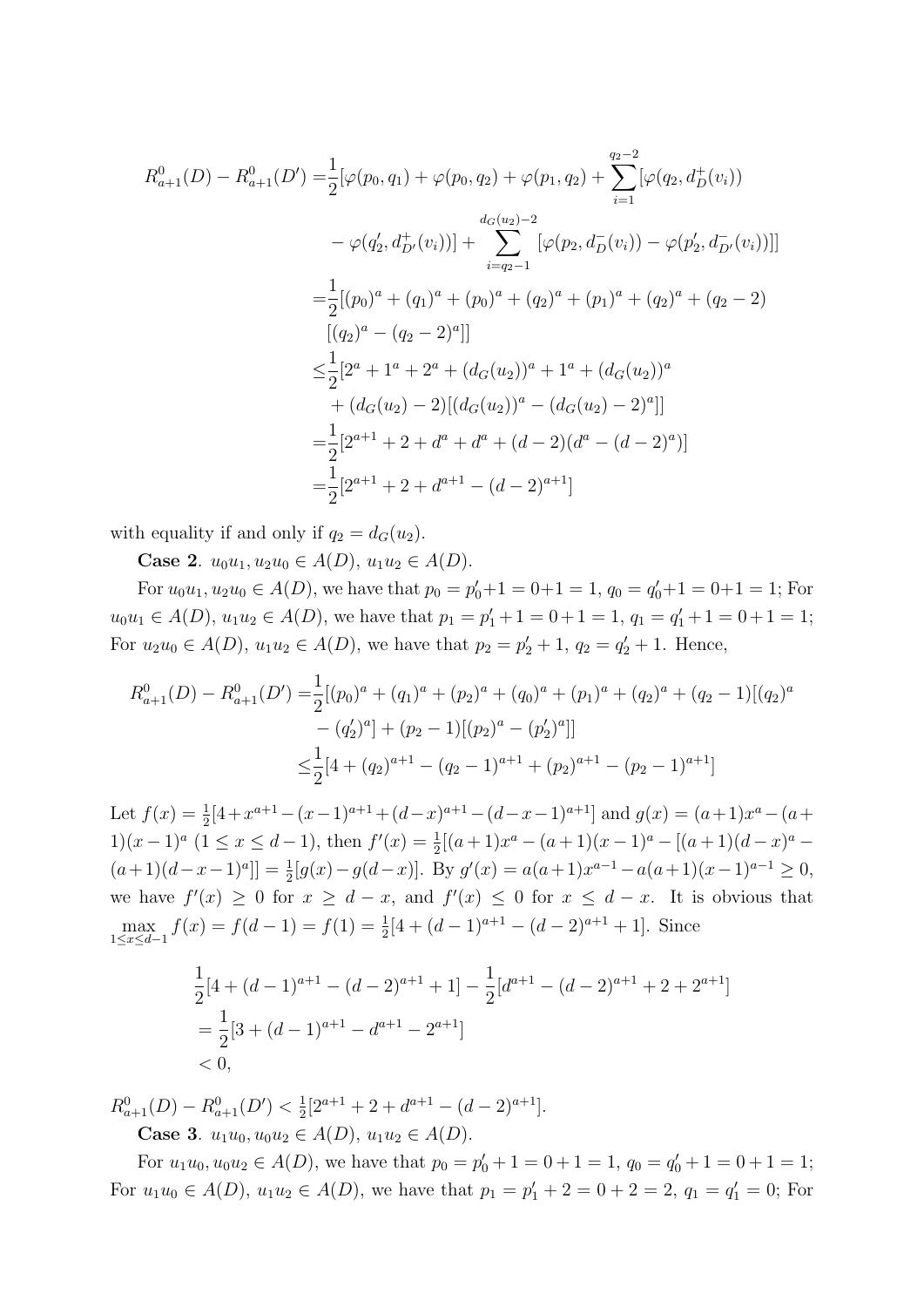$$
\begin{aligned}
R^0_{a+1}(D) - R^0_{a+1}(D') =& \frac{1}{2}[\varphi(p_0, q_1) + \varphi(p_0, q_2) + \varphi(p_1, q_2) + \sum_{i=1}^{q_2-2}[\varphi(q_2, d^+_D(v_i)) \\
& - \varphi(q'_2, d^+_{D'}(v_i))] + \sum_{i=q_2-1}^{d_G(u_2)-2}[\varphi(p_2, d^-_D(v_i)) - \varphi(p'_2, d^-_{D'}(v_i))]] \\
=& \frac{1}{2}[(p_0)^a + (q_1)^a + (p_0)^a + (q_2)^a + (p_1)^a + (q_2)^a + (q_2 - 2) \\
& [(q_2)^a - (q_2 - 2)^a]] \\
\leq& \frac{1}{2}[2^a + 1^a + 2^a + (d_G(u_2))^a + 1^a + (d_G(u_2))^a \\
& + (d_G(u_2) - 2)[(d_G(u_2))^a - (d_G(u_2) - 2)^a]] \\
=& \frac{1}{2}[2^{a+1} + 2 + d^a + d^a + (d-2)(d^a - (d-2)^a)] \\
=& \frac{1}{2}[2^{a+1} + 2 + d^{a+1} - (d-2)^{a+1}]
\end{aligned}
$$

with equality if and only if $q_2 = d_G(u_2)$.

**Case 2**. $u_0u_1, u_2u_0 \in A(D)$, $u_1u_2 \in A(D)$.

For $u_0u_1, u_2u_0 \in A(D)$, we have that $p_0 = p'_0+1 = 0+1 = 1$, $q_0 = q'_0+1 = 0+1 = 1$; For $u_0u_1 \in A(D)$, $u_1u_2 \in A(D)$, we have that $p_1 = p'_1+1 = 0+1 = 1$, $q_1 = q'_1+1 = 0+1 = 1$; For $u_2u_0 \in A(D)$, $u_1u_2 \in A(D)$, we have that $p_2 = p'_2 + 1$, $q_2 = q'_2 + 1$. Hence,

$$
\begin{aligned}
R^0_{a+1}(D) - R^0_{a+1}(D') =& \frac{1}{2}[(p_0)^a + (q_1)^a + (p_2)^a + (q_0)^a + (p_1)^a + (q_2)^a + (q_2 - 1)[(q_2)^a \\
& - (q'_2)^a] + (p_2 - 1)[(p_2)^a - (p'_2)^a]] \\
\leq& \frac{1}{2}[4 + (q_2)^{a+1} - (q_2 - 1)^{a+1} + (p_2)^{a+1} - (p_2 - 1)^{a+1}]
\end{aligned}
$$

Let $f(x) = \frac{1}{2}[4 + x^{a+1} - (x-1)^{a+1} + (d-x)^{a+1} - (d-x-1)^{a+1}]$ and $g(x) = (a+1)x^a - (a+1)(x-1)^a$ $(1 \leq x \leq d-1)$, then $f'(x) = \frac{1}{2}[(a+1)x^a - (a+1)(x-1)^a - [(a+1)(d-x)^a - (a+1)(d-x-1)^a]] = \frac{1}{2}[g(x) - g(d-x)]$. By $g'(x) = a(a+1)x^{a-1} - a(a+1)(x-1)^{a-1} \geq 0$, we have $f'(x) \geq 0$ for $x \geq d-x$, and $f'(x) \leq 0$ for $x \leq d-x$. It is obvious that $\max\limits_{1 \leq x \leq d-1} f(x) = f(d-1) = f(1) = \frac{1}{2}[4 + (d-1)^{a+1} - (d-2)^{a+1} + 1]$. Since

$$
\begin{aligned}
& \frac{1}{2}[4 + (d-1)^{a+1} - (d-2)^{a+1} + 1] - \frac{1}{2}[d^{a+1} - (d-2)^{a+1} + 2 + 2^{a+1}] \\
&= \frac{1}{2}[3 + (d-1)^{a+1} - d^{a+1} - 2^{a+1}] \\
&< 0,
\end{aligned}
$$

$R^0_{a+1}(D) - R^0_{a+1}(D') < \frac{1}{2}[2^{a+1} + 2 + d^{a+1} - (d-2)^{a+1}]$.

**Case 3**. $u_1u_0, u_0u_2 \in A(D)$, $u_1u_2 \in A(D)$.

For $u_1u_0, u_0u_2 \in A(D)$, we have that $p_0 = p'_0 + 1 = 0 + 1 = 1$, $q_0 = q'_0 + 1 = 0 + 1 = 1$; For $u_1u_0 \in A(D)$, $u_1u_2 \in A(D)$, we have that $p_1 = p'_1 + 2 = 0 + 2 = 2$, $q_1 = q'_1 = 0$; For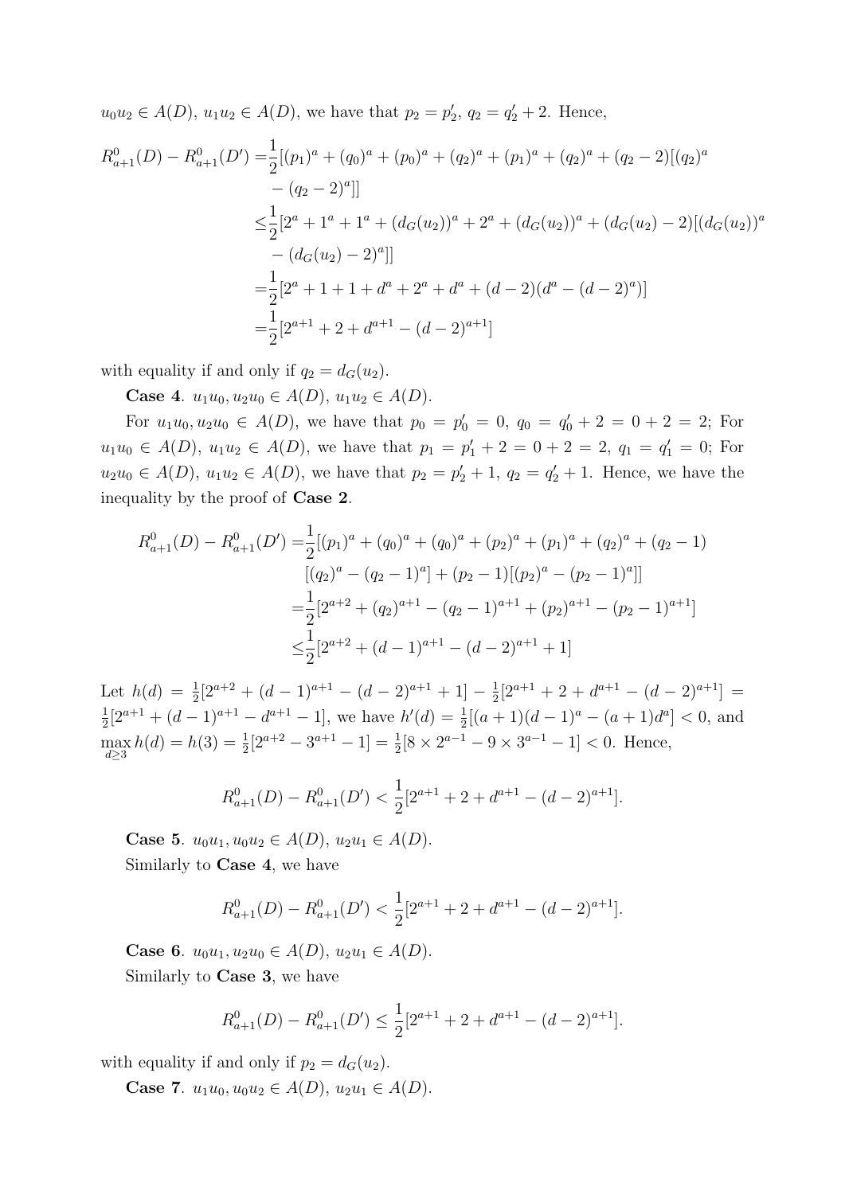$u_0u_2 \in A(D)$, $u_1u_2 \in A(D)$, we have that $p_2 = p_2'$, $q_2 = q_2' + 2$. Hence,

$$\begin{aligned}
R^0_{a+1}(D) - R^0_{a+1}(D') =& \frac{1}{2}[(p_1)^a + (q_0)^a + (p_0)^a + (q_2)^a + (p_1)^a + (q_2)^a + (q_2 - 2)[(q_2)^a \\
&- (q_2 - 2)^a]] \\
\le& \frac{1}{2}[2^a + 1^a + 1^a + (d_G(u_2))^a + 2^a + (d_G(u_2))^a + (d_G(u_2) - 2)[(d_G(u_2))^a \\
&- (d_G(u_2) - 2)^a]] \\
=& \frac{1}{2}[2^a + 1 + 1 + d^a + 2^a + d^a + (d-2)(d^a - (d-2)^a)] \\
=& \frac{1}{2}[2^{a+1} + 2 + d^{a+1} - (d-2)^{a+1}]
\end{aligned}$$

with equality if and only if $q_2 = d_G(u_2)$.

**Case 4**. $u_1u_0, u_2u_0 \in A(D)$, $u_1u_2 \in A(D)$.

For $u_1u_0, u_2u_0 \in A(D)$, we have that $p_0 = p_0' = 0$, $q_0 = q_0' + 2 = 0 + 2 = 2$; For $u_1u_0 \in A(D)$, $u_1u_2 \in A(D)$, we have that $p_1 = p_1' + 2 = 0 + 2 = 2$, $q_1 = q_1' = 0$; For $u_2u_0 \in A(D)$, $u_1u_2 \in A(D)$, we have that $p_2 = p_2' + 1$, $q_2 = q_2' + 1$. Hence, we have the inequality by the proof of **Case 2**.

$$\begin{aligned}
R^0_{a+1}(D) - R^0_{a+1}(D') =& \frac{1}{2}[(p_1)^a + (q_0)^a + (q_0)^a + (p_2)^a + (p_1)^a + (q_2)^a + (q_2 - 1) \\
&[(q_2)^a - (q_2 - 1)^a] + (p_2 - 1)[(p_2)^a - (p_2 - 1)^a]] \\
=& \frac{1}{2}[2^{a+2} + (q_2)^{a+1} - (q_2 - 1)^{a+1} + (p_2)^{a+1} - (p_2 - 1)^{a+1}] \\
\le& \frac{1}{2}[2^{a+2} + (d-1)^{a+1} - (d-2)^{a+1} + 1]
\end{aligned}$$

Let $h(d) = \frac{1}{2}[2^{a+2} + (d-1)^{a+1} - (d-2)^{a+1} + 1] - \frac{1}{2}[2^{a+1} + 2 + d^{a+1} - (d-2)^{a+1}] = \frac{1}{2}[2^{a+1} + (d-1)^{a+1} - d^{a+1} - 1]$, we have $h'(d) = \frac{1}{2}[(a+1)(d-1)^a - (a+1)d^a] < 0$, and $\max\limits_{d \ge 3} h(d) = h(3) = \frac{1}{2}[2^{a+2} - 3^{a+1} - 1] = \frac{1}{2}[8 \times 2^{a-1} - 9 \times 3^{a-1} - 1] < 0$. Hence,

$$R^0_{a+1}(D) - R^0_{a+1}(D') < \frac{1}{2}[2^{a+1} + 2 + d^{a+1} - (d-2)^{a+1}].$$

**Case 5**. $u_0u_1, u_0u_2 \in A(D)$, $u_2u_1 \in A(D)$.

Similarly to **Case 4**, we have

$$R^0_{a+1}(D) - R^0_{a+1}(D') < \frac{1}{2}[2^{a+1} + 2 + d^{a+1} - (d-2)^{a+1}].$$

**Case 6**. $u_0u_1, u_2u_0 \in A(D)$, $u_2u_1 \in A(D)$.

Similarly to **Case 3**, we have

$$R^0_{a+1}(D) - R^0_{a+1}(D') \le \frac{1}{2}[2^{a+1} + 2 + d^{a+1} - (d-2)^{a+1}].$$

with equality if and only if $p_2 = d_G(u_2)$.

**Case 7**. $u_1u_0, u_0u_2 \in A(D)$, $u_2u_1 \in A(D)$.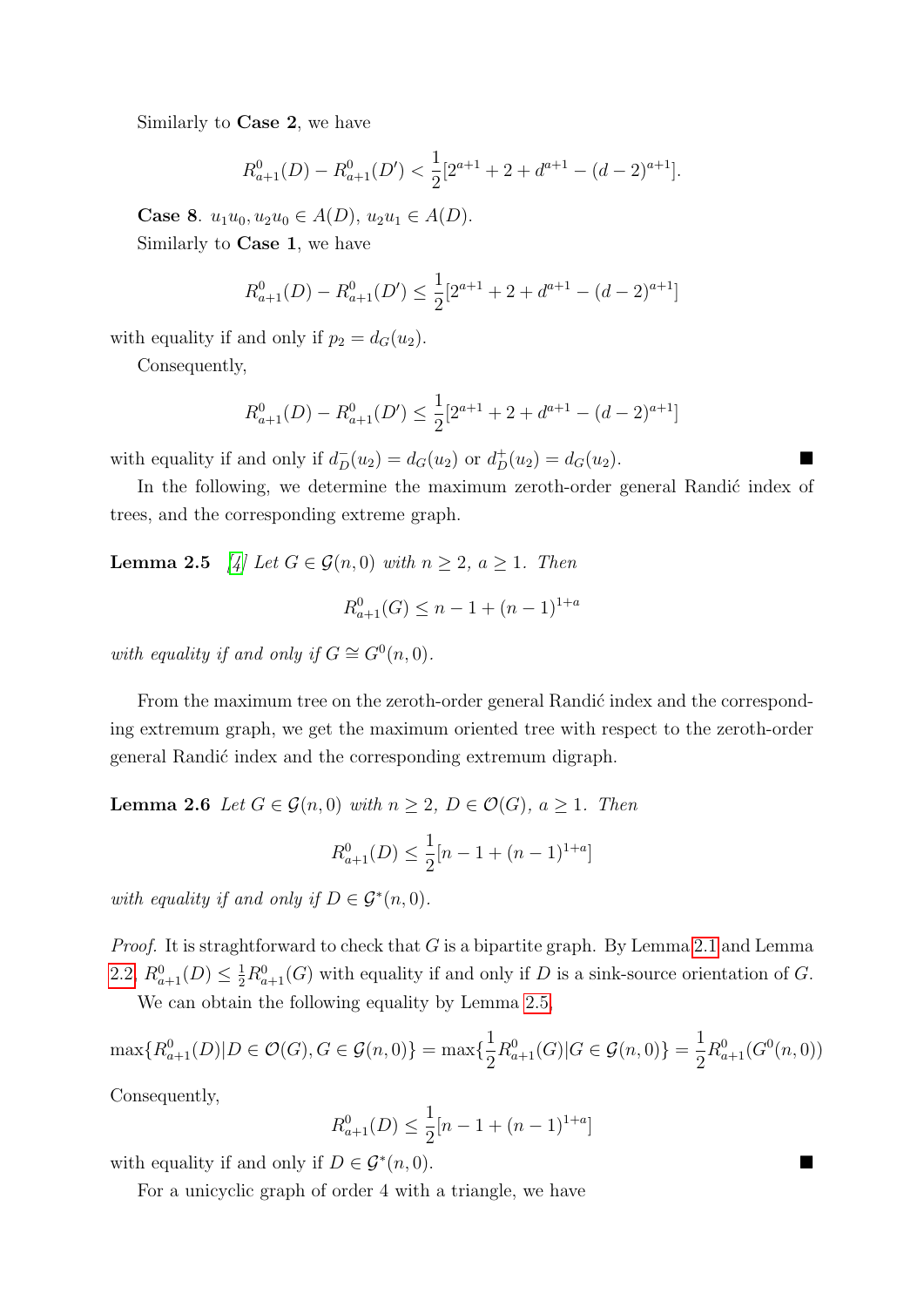Similarly to **Case 2**, we have

$$R^0_{a+1}(D) - R^0_{a+1}(D') < \frac{1}{2}[2^{a+1} + 2 + d^{a+1} - (d-2)^{a+1}].$$

**Case 8**. $u_1u_0, u_2u_0 \in A(D)$, $u_2u_1 \in A(D)$.

Similarly to **Case 1**, we have

$$R^0_{a+1}(D) - R^0_{a+1}(D') \leq \frac{1}{2}[2^{a+1} + 2 + d^{a+1} - (d-2)^{a+1}]$$

with equality if and only if $p_2 = d_G(u_2)$.

Consequently,

$$R^0_{a+1}(D) - R^0_{a+1}(D') \leq \frac{1}{2}[2^{a+1} + 2 + d^{a+1} - (d-2)^{a+1}]$$

with equality if and only if $d^-_D(u_2) = d_G(u_2)$ or $d^+_D(u_2) = d_G(u_2)$. ■

In the following, we determine the maximum zeroth-order general Randić index of trees, and the corresponding extreme graph.

**Lemma 2.5** [4] *Let $G \in \mathcal{G}(n, 0)$ with $n \geq 2$, $a \geq 1$. Then*

$$R^0_{a+1}(G) \leq n - 1 + (n-1)^{1+a}$$

*with equality if and only if $G \cong G^0(n, 0)$.*

From the maximum tree on the zeroth-order general Randić index and the corresponding extremum graph, we get the maximum oriented tree with respect to the zeroth-order general Randić index and the corresponding extremum digraph.

**Lemma 2.6** *Let $G \in \mathcal{G}(n, 0)$ with $n \geq 2$, $D \in \mathcal{O}(G)$, $a \geq 1$. Then*

$$R^0_{a+1}(D) \leq \frac{1}{2}[n - 1 + (n-1)^{1+a}]$$

*with equality if and only if $D \in \mathcal{G}^*(n, 0)$.*

*Proof.* It is straghtforward to check that $G$ is a bipartite graph. By Lemma 2.1 and Lemma 2.2, $R^0_{a+1}(D) \leq \frac{1}{2}R^0_{a+1}(G)$ with equality if and only if $D$ is a sink-source orientation of $G$.

We can obtain the following equality by Lemma 2.5,

$$\max\{R^0_{a+1}(D) | D \in \mathcal{O}(G), G \in \mathcal{G}(n, 0)\} = \max\{\frac{1}{2}R^0_{a+1}(G) | G \in \mathcal{G}(n, 0)\} = \frac{1}{2}R^0_{a+1}(G^0(n, 0))$$

Consequently,

$$R^0_{a+1}(D) \leq \frac{1}{2}[n - 1 + (n-1)^{1+a}]$$

with equality if and only if $D \in \mathcal{G}^*(n, 0)$. ■

For a unicyclic graph of order 4 with a triangle, we have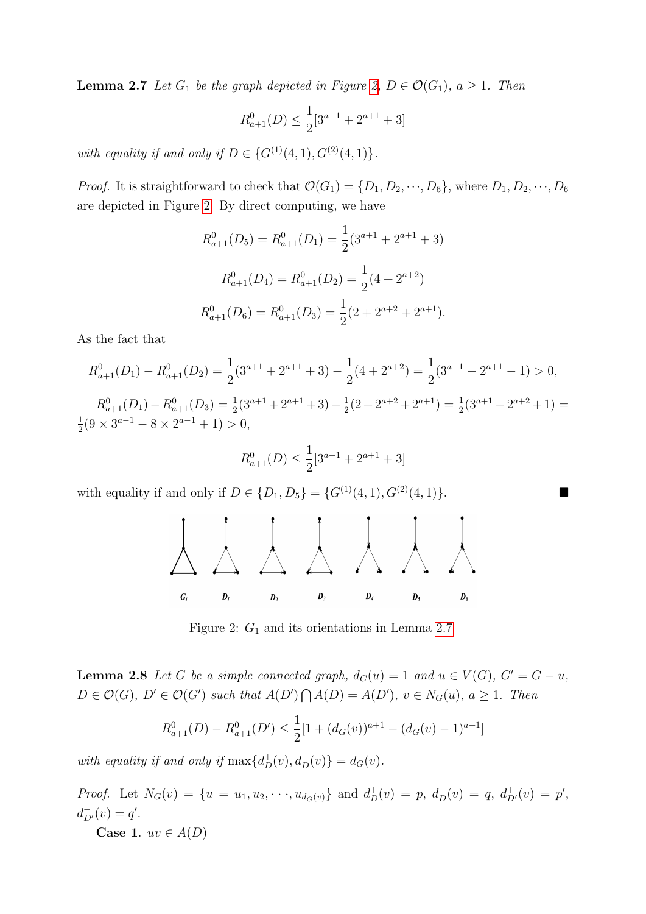**Lemma 2.7** *Let $G_1$ be the graph depicted in Figure 2, $D \in \mathcal{O}(G_1)$, $a \geq 1$. Then*

$$R^0_{a+1}(D) \leq \frac{1}{2}[3^{a+1} + 2^{a+1} + 3]$$

*with equality if and only if $D \in \{G^{(1)}(4,1), G^{(2)}(4,1)\}$.*

*Proof.* It is straightforward to check that $\mathcal{O}(G_1) = \{D_1, D_2, \cdots, D_6\}$, where $D_1, D_2, \cdots, D_6$ are depicted in Figure 2. By direct computing, we have

$$R^0_{a+1}(D_5) = R^0_{a+1}(D_1) = \frac{1}{2}(3^{a+1} + 2^{a+1} + 3)$$

$$R^0_{a+1}(D_4) = R^0_{a+1}(D_2) = \frac{1}{2}(4 + 2^{a+2})$$

$$R^0_{a+1}(D_6) = R^0_{a+1}(D_3) = \frac{1}{2}(2 + 2^{a+2} + 2^{a+1}).$$

As the fact that

$$R^0_{a+1}(D_1) - R^0_{a+1}(D_2) = \frac{1}{2}(3^{a+1} + 2^{a+1} + 3) - \frac{1}{2}(4 + 2^{a+2}) = \frac{1}{2}(3^{a+1} - 2^{a+1} - 1) > 0,$$

$R^0_{a+1}(D_1) - R^0_{a+1}(D_3) = \frac{1}{2}(3^{a+1} + 2^{a+1} + 3) - \frac{1}{2}(2 + 2^{a+2} + 2^{a+1}) = \frac{1}{2}(3^{a+1} - 2^{a+2} + 1) = \frac{1}{2}(9 \times 3^{a-1} - 8 \times 2^{a-1} + 1) > 0,$

$$R^0_{a+1}(D) \leq \frac{1}{2}[3^{a+1} + 2^{a+1} + 3]$$

with equality if and only if $D \in \{D_1, D_5\} = \{G^{(1)}(4,1), G^{(2)}(4,1)\}$. ■

Figure 2: $G_1$ and its orientations in Lemma 2.7

**Lemma 2.8** *Let $G$ be a simple connected graph, $d_G(u) = 1$ and $u \in V(G)$, $G' = G - u$, $D \in \mathcal{O}(G)$, $D' \in \mathcal{O}(G')$ such that $A(D') \bigcap A(D) = A(D')$, $v \in N_G(u)$, $a \geq 1$. Then*

$$R^0_{a+1}(D) - R^0_{a+1}(D') \leq \frac{1}{2}[1 + (d_G(v))^{a+1} - (d_G(v) - 1)^{a+1}]$$

*with equality if and only if $\max\{d^+_D(v), d^-_D(v)\} = d_G(v)$.*

*Proof.* Let $N_G(v) = \{u = u_1, u_2, \cdots, u_{d_G(v)}\}$ and $d^+_D(v) = p$, $d^-_D(v) = q$, $d^+_{D'}(v) = p'$, $d^-_{D'}(v) = q'$.

**Case 1**. $uv \in A(D)$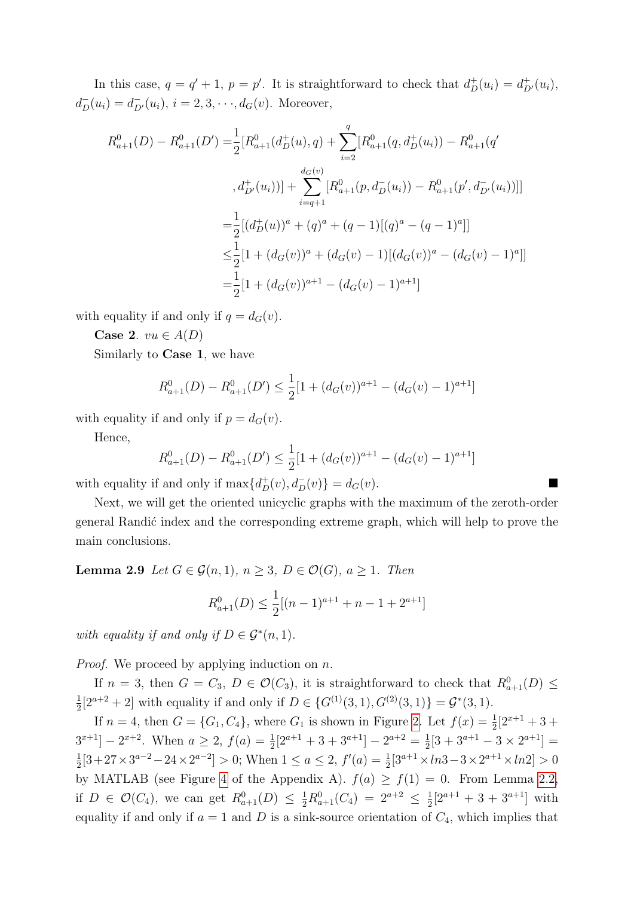In this case, $q = q' + 1$, $p = p'$. It is straightforward to check that $d^+_D(u_i) = d^+_{D'}(u_i)$, $d^-_D(u_i) = d^-_{D'}(u_i)$, $i = 2, 3, \cdots, d_G(v)$. Moreover,

$$
\begin{aligned}
R^0_{a+1}(D) - R^0_{a+1}(D') =& \frac{1}{2}[R^0_{a+1}(d^+_D(u), q) + \sum_{i=2}^{q}[R^0_{a+1}(q, d^+_D(u_i)) - R^0_{a+1}(q' \\
&, d^+_{D'}(u_i))] + \sum_{i=q+1}^{d_G(v)}[R^0_{a+1}(p, d^-_D(u_i)) - R^0_{a+1}(p', d^-_{D'}(u_i))]] \\
=& \frac{1}{2}[(d^+_D(u))^a + (q)^a + (q-1)[(q)^a - (q-1)^a]] \\
\leq& \frac{1}{2}[1 + (d_G(v))^a + (d_G(v) - 1)[(d_G(v))^a - (d_G(v) - 1)^a]] \\
=& \frac{1}{2}[1 + (d_G(v))^{a+1} - (d_G(v) - 1)^{a+1}]
\end{aligned}
$$

with equality if and only if $q = d_G(v)$.

**Case 2**. $vu \in A(D)$

Similarly to **Case 1**, we have

$$R^0_{a+1}(D) - R^0_{a+1}(D') \leq \frac{1}{2}[1 + (d_G(v))^{a+1} - (d_G(v) - 1)^{a+1}]$$

with equality if and only if $p = d_G(v)$.

Hence,

$$R^0_{a+1}(D) - R^0_{a+1}(D') \leq \frac{1}{2}[1 + (d_G(v))^{a+1} - (d_G(v) - 1)^{a+1}]$$

with equality if and only if $\max\{d^+_D(v), d^-_D(v)\} = d_G(v)$. ■

Next, we will get the oriented unicyclic graphs with the maximum of the zeroth-order general Randić index and the corresponding extreme graph, which will help to prove the main conclusions.

**Lemma 2.9** *Let $G \in \mathcal{G}(n, 1)$, $n \geq 3$, $D \in \mathcal{O}(G)$, $a \geq 1$. Then*

$$R^0_{a+1}(D) \leq \frac{1}{2}[(n-1)^{a+1} + n - 1 + 2^{a+1}]$$

*with equality if and only if $D \in \mathcal{G}^*(n, 1)$.*

*Proof.* We proceed by applying induction on $n$.

If $n = 3$, then $G = C_3$, $D \in \mathcal{O}(C_3)$, it is straightforward to check that $R^0_{a+1}(D) \leq \frac{1}{2}[2^{a+2} + 2]$ with equality if and only if $D \in \{G^{(1)}(3, 1), G^{(2)}(3, 1)\} = \mathcal{G}^*(3, 1)$.

If $n = 4$, then $G = \{G_1, C_4\}$, where $G_1$ is shown in Figure 2. Let $f(x) = \frac{1}{2}[2^{x+1} + 3 + 3^{x+1}] - 2^{x+2}$. When $a \geq 2$, $f(a) = \frac{1}{2}[2^{a+1} + 3 + 3^{a+1}] - 2^{a+2} = \frac{1}{2}[3 + 3^{a+1} - 3 \times 2^{a+1}] = \frac{1}{2}[3 + 27 \times 3^{a-2} - 24 \times 2^{a-2}] > 0$; When $1 \leq a \leq 2$, $f'(a) = \frac{1}{2}[3^{a+1} \times ln3 - 3 \times 2^{a+1} \times ln2] > 0$ by MATLAB (see Figure 4 of the Appendix A). $f(a) \geq f(1) = 0$. From Lemma 2.2, if $D \in \mathcal{O}(C_4)$, we can get $R^0_{a+1}(D) \leq \frac{1}{2}R^0_{a+1}(C_4) = 2^{a+2} \leq \frac{1}{2}[2^{a+1} + 3 + 3^{a+1}]$ with equality if and only if $a = 1$ and $D$ is a sink-source orientation of $C_4$, which implies that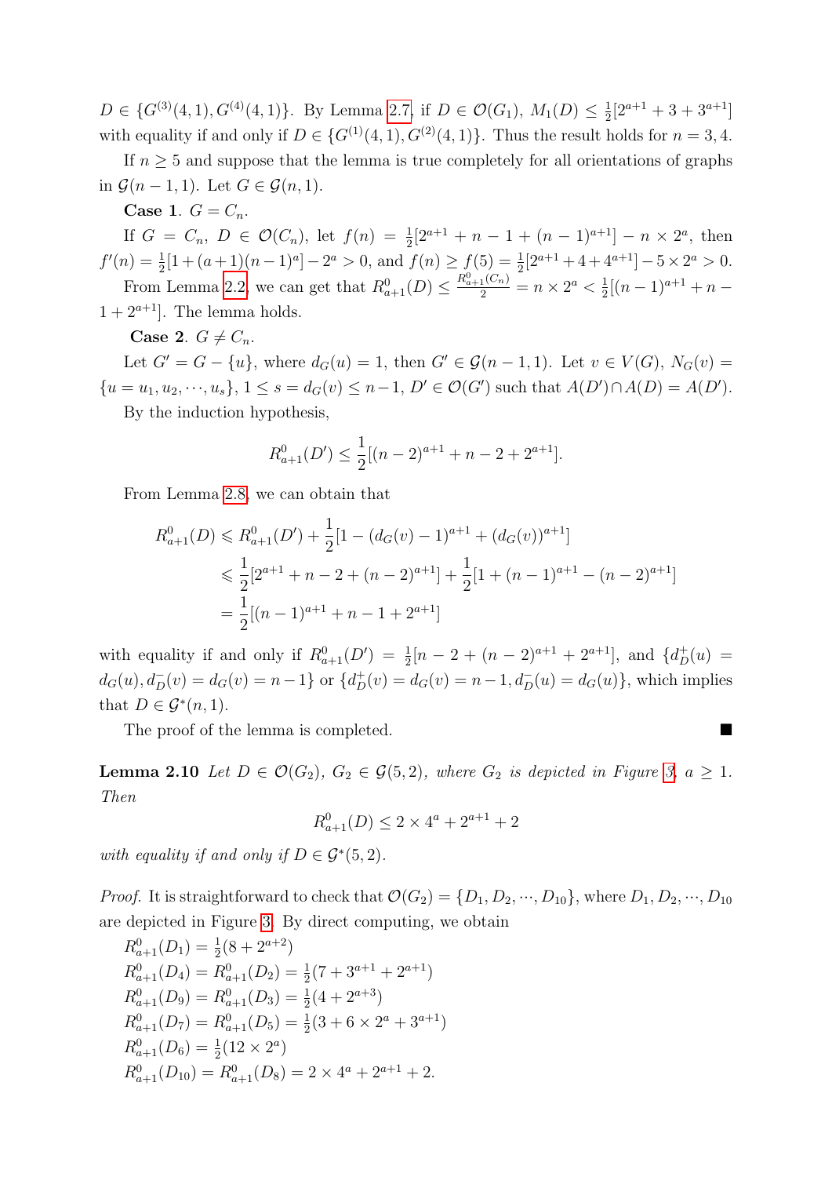$D \in \{G^{(3)}(4,1), G^{(4)}(4,1)\}$. By Lemma 2.7, if $D \in \mathcal{O}(G_1)$, $M_1(D) \leq \frac{1}{2}[2^{a+1} + 3 + 3^{a+1}]$ with equality if and only if $D \in \{G^{(1)}(4,1), G^{(2)}(4,1)\}$. Thus the result holds for $n = 3, 4$.

If $n \geq 5$ and suppose that the lemma is true completely for all orientations of graphs in $\mathcal{G}(n-1, 1)$. Let $G \in \mathcal{G}(n, 1)$.

**Case 1**. $G = C_n$.

If $G = C_n$, $D \in \mathcal{O}(C_n)$, let $f(n) = \frac{1}{2}[2^{a+1} + n - 1 + (n-1)^{a+1}] - n \times 2^a$, then $f'(n) = \frac{1}{2}[1 + (a+1)(n-1)^a] - 2^a > 0$, and $f(n) \geq f(5) = \frac{1}{2}[2^{a+1} + 4 + 4^{a+1}] - 5 \times 2^a > 0$.

From Lemma 2.2, we can get that $R^0_{a+1}(D) \leq \frac{R^0_{a+1}(C_n)}{2} = n \times 2^a < \frac{1}{2}[(n-1)^{a+1} + n - 1 + 2^{a+1}]$. The lemma holds.

**Case 2**. $G \neq C_n$.

Let $G' = G - \{u\}$, where $d_G(u) = 1$, then $G' \in \mathcal{G}(n-1, 1)$. Let $v \in V(G)$, $N_G(v) = \{u = u_1, u_2, \cdots, u_s\}$, $1 \leq s = d_G(v) \leq n-1$, $D' \in \mathcal{O}(G')$ such that $A(D') \cap A(D) = A(D')$.

By the induction hypothesis,

$$R^0_{a+1}(D') \leq \frac{1}{2}[(n-2)^{a+1} + n - 2 + 2^{a+1}].$$

From Lemma 2.8, we can obtain that

$$\begin{aligned}
R^0_{a+1}(D) &\leqslant R^0_{a+1}(D') + \frac{1}{2}[1 - (d_G(v) - 1)^{a+1} + (d_G(v))^{a+1}] \\
&\leqslant \frac{1}{2}[2^{a+1} + n - 2 + (n-2)^{a+1}] + \frac{1}{2}[1 + (n-1)^{a+1} - (n-2)^{a+1}] \\
&= \frac{1}{2}[(n-1)^{a+1} + n - 1 + 2^{a+1}]
\end{aligned}$$

with equality if and only if $R^0_{a+1}(D') = \frac{1}{2}[n - 2 + (n-2)^{a+1} + 2^{a+1}]$, and $\{d^+_D(u) = d_G(u), d^-_D(v) = d_G(v) = n-1\}$ or $\{d^+_D(v) = d_G(v) = n-1, d^-_D(u) = d_G(u)\}$, which implies that $D \in \mathcal{G}^*(n, 1)$.

The proof of the lemma is completed. ■

**Lemma 2.10** *Let $D \in \mathcal{O}(G_2)$, $G_2 \in \mathcal{G}(5, 2)$, where $G_2$ is depicted in Figure 3, $a \geq 1$. Then*

$$R^0_{a+1}(D) \leq 2 \times 4^a + 2^{a+1} + 2$$

*with equality if and only if $D \in \mathcal{G}^*(5, 2)$.*

*Proof.* It is straightforward to check that $\mathcal{O}(G_2) = \{D_1, D_2, \cdots, D_{10}\}$, where $D_1, D_2, \cdots, D_{10}$ are depicted in Figure 3. By direct computing, we obtain

$R^0_{a+1}(D_1) = \frac{1}{2}(8 + 2^{a+2})$

$R^0_{a+1}(D_4) = R^0_{a+1}(D_2) = \frac{1}{2}(7 + 3^{a+1} + 2^{a+1})$

$R^0_{a+1}(D_9) = R^0_{a+1}(D_3) = \frac{1}{2}(4 + 2^{a+3})$

$R^0_{a+1}(D_7) = R^0_{a+1}(D_5) = \frac{1}{2}(3 + 6 \times 2^a + 3^{a+1})$

$R^0_{a+1}(D_6) = \frac{1}{2}(12 \times 2^a)$

$R^0_{a+1}(D_{10}) = R^0_{a+1}(D_8) = 2 \times 4^a + 2^{a+1} + 2.$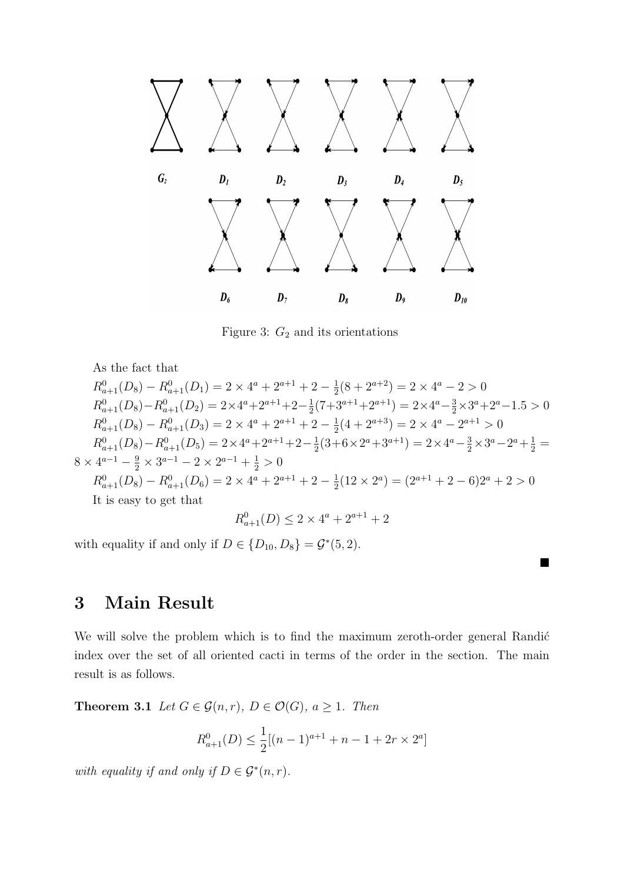Figure 3: $G_2$ and its orientations

As the fact that

$R^0_{a+1}(D_8) - R^0_{a+1}(D_1) = 2 \times 4^a + 2^{a+1} + 2 - \frac{1}{2}(8 + 2^{a+2}) = 2 \times 4^a - 2 > 0$

$R^0_{a+1}(D_8) - R^0_{a+1}(D_2) = 2 \times 4^a + 2^{a+1} + 2 - \frac{1}{2}(7 + 3^{a+1} + 2^{a+1}) = 2 \times 4^a - \frac{3}{2} \times 3^a + 2^a - 1.5 > 0$

$R^0_{a+1}(D_8) - R^0_{a+1}(D_3) = 2 \times 4^a + 2^{a+1} + 2 - \frac{1}{2}(4 + 2^{a+3}) = 2 \times 4^a - 2^{a+1} > 0$

$R^0_{a+1}(D_8) - R^0_{a+1}(D_5) = 2 \times 4^a + 2^{a+1} + 2 - \frac{1}{2}(3 + 6 \times 2^a + 3^{a+1}) = 2 \times 4^a - \frac{3}{2} \times 3^a - 2^a + \frac{1}{2} = 8 \times 4^{a-1} - \frac{9}{2} \times 3^{a-1} - 2 \times 2^{a-1} + \frac{1}{2} > 0$

$R^0_{a+1}(D_8) - R^0_{a+1}(D_6) = 2 \times 4^a + 2^{a+1} + 2 - \frac{1}{2}(12 \times 2^a) = (2^{a+1} + 2 - 6)2^a + 2 > 0$

It is easy to get that

$$R^0_{a+1}(D) \leq 2 \times 4^a + 2^{a+1} + 2$$

with equality if and only if $D \in \{D_{10}, D_8\} = \mathcal{G}^*(5, 2)$.

■

# 3 Main Result

We will solve the problem which is to find the maximum zeroth-order general Randić index over the set of all oriented cacti in terms of the order in the section. The main result is as follows.

**Theorem 3.1** *Let $G \in \mathcal{G}(n, r)$, $D \in \mathcal{O}(G)$, $a \geq 1$. Then*

$$R^0_{a+1}(D) \leq \frac{1}{2}[(n-1)^{a+1} + n - 1 + 2r \times 2^a]$$

*with equality if and only if $D \in \mathcal{G}^*(n, r)$.*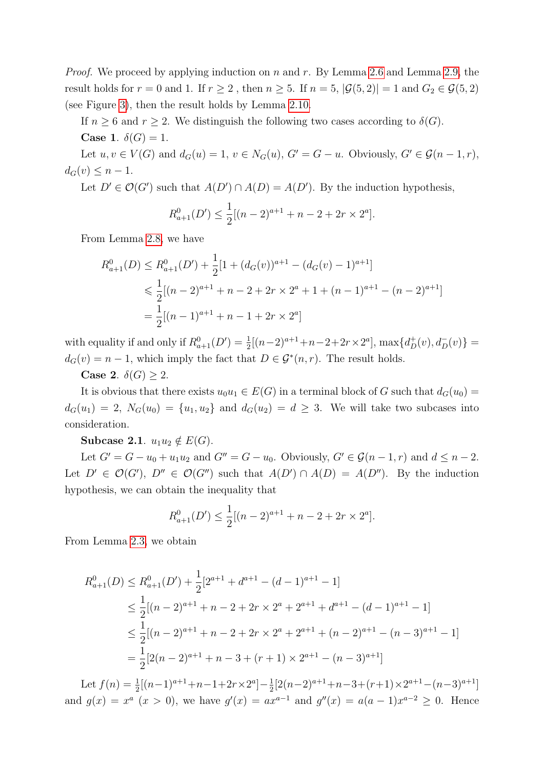*Proof.* We proceed by applying induction on $n$ and $r$. By Lemma 2.6 and Lemma 2.9, the result holds for $r = 0$ and 1. If $r \geq 2$ , then $n \geq 5$. If $n = 5$, $|\mathcal{G}(5, 2)| = 1$ and $G_2 \in \mathcal{G}(5, 2)$ (see Figure 3), then the result holds by Lemma 2.10.

If $n \geq 6$ and $r \geq 2$. We distinguish the following two cases according to $\delta(G)$.

**Case 1**. $\delta(G) = 1$.

Let $u, v \in V(G)$ and $d_G(u) = 1$, $v \in N_G(u)$, $G' = G - u$. Obviously, $G' \in \mathcal{G}(n - 1, r)$, $d_G(v) \leq n - 1$.

Let $D' \in \mathcal{O}(G')$ such that $A(D') \cap A(D) = A(D')$. By the induction hypothesis,

$$R^0_{a+1}(D') \leq \frac{1}{2}[(n-2)^{a+1} + n - 2 + 2r \times 2^a].$$

From Lemma 2.8, we have

$$\begin{aligned}
R^0_{a+1}(D) &\leq R^0_{a+1}(D') + \frac{1}{2}[1 + (d_G(v))^{a+1} - (d_G(v) - 1)^{a+1}] \\
&\leqslant \frac{1}{2}[(n-2)^{a+1} + n - 2 + 2r \times 2^a + 1 + (n-1)^{a+1} - (n-2)^{a+1}] \\
&= \frac{1}{2}[(n-1)^{a+1} + n - 1 + 2r \times 2^a]
\end{aligned}$$

with equality if and only if $R^0_{a+1}(D') = \frac{1}{2}[(n-2)^{a+1}+n-2+2r\times 2^a]$, $\max\{d^+_D(v), d^-_D(v)\} = d_G(v) = n-1$, which imply the fact that $D \in \mathcal{G}^*(n, r)$. The result holds.

**Case 2**. $\delta(G) \geq 2$.

It is obvious that there exists $u_0u_1 \in E(G)$ in a terminal block of $G$ such that $d_G(u_0) = d_G(u_1) = 2$, $N_G(u_0) = \{u_1, u_2\}$ and $d_G(u_2) = d \geq 3$. We will take two subcases into consideration.

**Subcase 2.1**. $u_1u_2 \notin E(G)$.

Let $G' = G - u_0 + u_1u_2$ and $G'' = G - u_0$. Obviously, $G' \in \mathcal{G}(n - 1, r)$ and $d \leq n - 2$. Let $D' \in \mathcal{O}(G')$, $D'' \in \mathcal{O}(G'')$ such that $A(D') \cap A(D) = A(D'')$. By the induction hypothesis, we can obtain the inequality that

$$R^0_{a+1}(D') \leq \frac{1}{2}[(n-2)^{a+1} + n - 2 + 2r \times 2^a].$$

From Lemma 2.3, we obtain

$$\begin{aligned}
R^0_{a+1}(D) &\leq R^0_{a+1}(D') + \frac{1}{2}[2^{a+1} + d^{a+1} - (d-1)^{a+1} - 1] \\
&\leq \frac{1}{2}[(n-2)^{a+1} + n - 2 + 2r \times 2^a + 2^{a+1} + d^{a+1} - (d-1)^{a+1} - 1] \\
&\leq \frac{1}{2}[(n-2)^{a+1} + n - 2 + 2r \times 2^a + 2^{a+1} + (n-2)^{a+1} - (n-3)^{a+1} - 1] \\
&= \frac{1}{2}[2(n-2)^{a+1} + n - 3 + (r+1) \times 2^{a+1} - (n-3)^{a+1}]
\end{aligned}$$

Let $f(n) = \frac{1}{2}[(n-1)^{a+1}+n-1+2r\times 2^a]-\frac{1}{2}[2(n-2)^{a+1}+n-3+(r+1)\times 2^{a+1}-(n-3)^{a+1}]$ and $g(x) = x^a$ $(x > 0)$, we have $g'(x) = ax^{a-1}$ and $g''(x) = a(a-1)x^{a-2} \geq 0$. Hence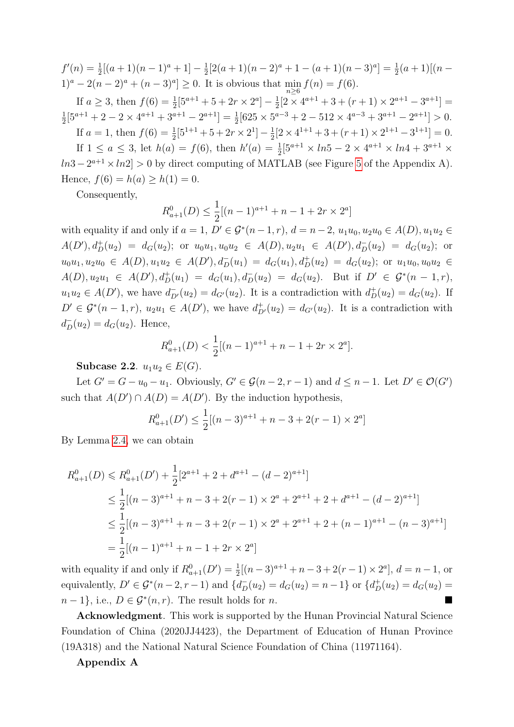$f'(n) = \frac{1}{2}[(a+1)(n-1)^a + 1] - \frac{1}{2}[2(a+1)(n-2)^a + 1 - (a+1)(n-3)^a] = \frac{1}{2}(a+1)[(n-1)^a - 2(n-2)^a + (n-3)^a] \geq 0$. It is obvious that $\min_{n\geq 6} f(n) = f(6)$.

If $a \geq 3$, then $f(6) = \frac{1}{2}[5^{a+1} + 5 + 2r \times 2^a] - \frac{1}{2}[2 \times 4^{a+1} + 3 + (r+1) \times 2^{a+1} - 3^{a+1}] = \frac{1}{2}[5^{a+1} + 2 - 2 \times 4^{a+1} + 3^{a+1} - 2^{a+1}] = \frac{1}{2}[625 \times 5^{a-3} + 2 - 512 \times 4^{a-3} + 3^{a+1} - 2^{a+1}] > 0$.

If $a = 1$, then $f(6) = \frac{1}{2}[5^{1+1} + 5 + 2r \times 2^1] - \frac{1}{2}[2 \times 4^{1+1} + 3 + (r+1) \times 2^{1+1} - 3^{1+1}] = 0$.

If $1 \leq a \leq 3$, let $h(a) = f(6)$, then $h'(a) = \frac{1}{2}[5^{a+1} \times ln5 - 2 \times 4^{a+1} \times ln4 + 3^{a+1} \times ln3 - 2^{a+1} \times ln2] > 0$ by direct computing of MATLAB (see Figure 5 of the Appendix A). Hence, $f(6) = h(a) \geq h(1) = 0$.

Consequently,

$$R^0_{a+1}(D) \leq \frac{1}{2}[(n-1)^{a+1} + n - 1 + 2r \times 2^a]$$

with equality if and only if $a = 1$, $D' \in \mathcal{G}^*(n-1, r)$, $d = n-2$, $u_1u_0, u_2u_0 \in A(D), u_1u_2 \in A(D'), d^+_D(u_2) = d_G(u_2)$; or $u_0u_1, u_0u_2 \in A(D), u_2u_1 \in A(D'), d^-_D(u_2) = d_G(u_2)$; or $u_0u_1, u_2u_0 \in A(D), u_1u_2 \in A(D'), d^-_D(u_1) = d_G(u_1), d^+_D(u_2) = d_G(u_2)$; or $u_1u_0, u_0u_2 \in A(D), u_2u_1 \in A(D'), d^+_D(u_1) = d_G(u_1), d^-_D(u_2) = d_G(u_2)$. But if $D' \in \mathcal{G}^*(n-1, r)$, $u_1u_2 \in A(D')$, we have $d^-_{D'}(u_2) = d_{G'}(u_2)$. It is a contradiction with $d^+_D(u_2) = d_G(u_2)$. If $D' \in \mathcal{G}^*(n-1, r)$, $u_2u_1 \in A(D')$, we have $d^+_{D'}(u_2) = d_{G'}(u_2)$. It is a contradiction with $d^-_D(u_2) = d_G(u_2)$. Hence,

$$R^0_{a+1}(D) < \frac{1}{2}[(n-1)^{a+1} + n - 1 + 2r \times 2^a].$$

**Subcase 2.2**. $u_1u_2 \in E(G)$.

Let $G' = G - u_0 - u_1$. Obviously, $G' \in \mathcal{G}(n-2, r-1)$ and $d \leq n-1$. Let $D' \in \mathcal{O}(G')$ such that $A(D') \cap A(D) = A(D')$. By the induction hypothesis,

$$R^0_{a+1}(D') \leq \frac{1}{2}[(n-3)^{a+1} + n - 3 + 2(r-1) \times 2^a]$$

By Lemma 2.4, we can obtain

$$\begin{aligned}
R^0_{a+1}(D) &\leqslant R^0_{a+1}(D') + \frac{1}{2}[2^{a+1} + 2 + d^{a+1} - (d-2)^{a+1}] \\
&\leq \frac{1}{2}[(n-3)^{a+1} + n - 3 + 2(r-1) \times 2^a + 2^{a+1} + 2 + d^{a+1} - (d-2)^{a+1}] \\
&\leq \frac{1}{2}[(n-3)^{a+1} + n - 3 + 2(r-1) \times 2^a + 2^{a+1} + 2 + (n-1)^{a+1} - (n-3)^{a+1}] \\
&= \frac{1}{2}[(n-1)^{a+1} + n - 1 + 2r \times 2^a]
\end{aligned}$$

with equality if and only if $R^0_{a+1}(D') = \frac{1}{2}[(n-3)^{a+1} + n - 3 + 2(r-1) \times 2^a]$, $d = n-1$, or equivalently, $D' \in \mathcal{G}^*(n-2, r-1)$ and $\{d^-_D(u_2) = d_G(u_2) = n-1\}$ or $\{d^+_D(u_2) = d_G(u_2) = n-1\}$, i.e., $D \in \mathcal{G}^*(n, r)$. The result holds for $n$. ∎

**Acknowledgment**. This work is supported by the Hunan Provincial Natural Science Foundation of China (2020JJ4423), the Department of Education of Hunan Province (19A318) and the National Natural Science Foundation of China (11971164).

**Appendix A**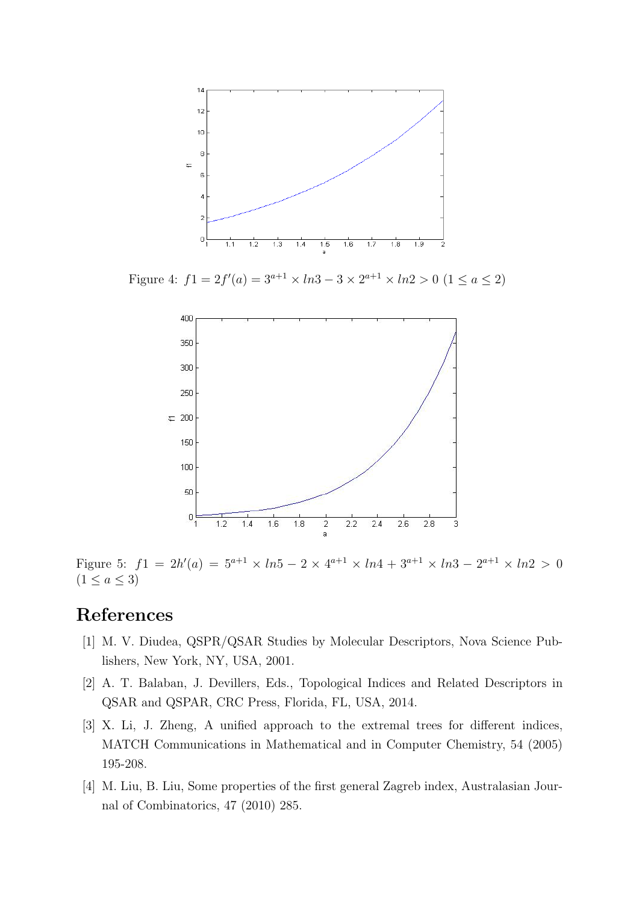Figure 4: $f1 = 2f'(a) = 3^{a+1} \times ln3 - 3 \times 2^{a+1} \times ln2 > 0$ $(1 \leq a \leq 2)$

Figure 5: $f1 = 2h'(a) = 5^{a+1} \times ln5 - 2 \times 4^{a+1} \times ln4 + 3^{a+1} \times ln3 - 2^{a+1} \times ln2 > 0$ $(1 \leq a \leq 3)$

# References

[1] M. V. Diudea, QSPR/QSAR Studies by Molecular Descriptors, Nova Science Publishers, New York, NY, USA, 2001.

[2] A. T. Balaban, J. Devillers, Eds., Topological Indices and Related Descriptors in QSAR and QSPAR, CRC Press, Florida, FL, USA, 2014.

[3] X. Li, J. Zheng, A unified approach to the extremal trees for different indices, MATCH Communications in Mathematical and in Computer Chemistry, 54 (2005) 195-208.

[4] M. Liu, B. Liu, Some properties of the first general Zagreb index, Australasian Journal of Combinatorics, 47 (2010) 285.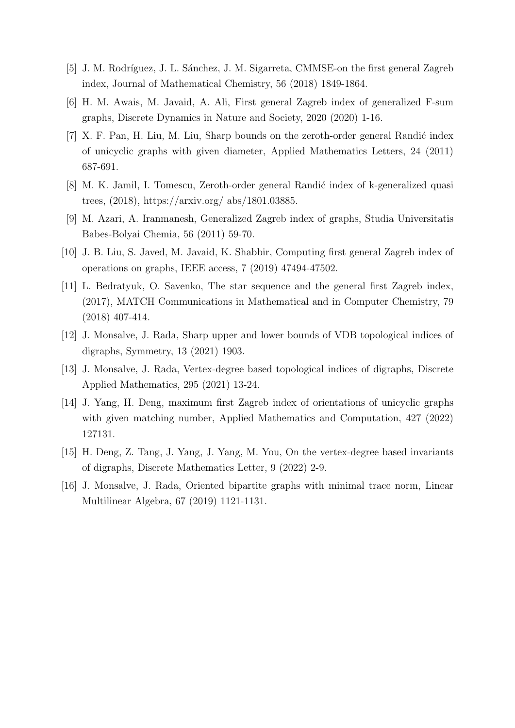[5] J. M. Rodríguez, J. L. Sánchez, J. M. Sigarreta, CMMSE-on the first general Zagreb index, Journal of Mathematical Chemistry, 56 (2018) 1849-1864.

[6] H. M. Awais, M. Javaid, A. Ali, First general Zagreb index of generalized F-sum graphs, Discrete Dynamics in Nature and Society, 2020 (2020) 1-16.

[7] X. F. Pan, H. Liu, M. Liu, Sharp bounds on the zeroth-order general Randić index of unicyclic graphs with given diameter, Applied Mathematics Letters, 24 (2011) 687-691.

[8] M. K. Jamil, I. Tomescu, Zeroth-order general Randić index of k-generalized quasi trees, (2018), https://arxiv.org/ abs/1801.03885.

[9] M. Azari, A. Iranmanesh, Generalized Zagreb index of graphs, Studia Universitatis Babes-Bolyai Chemia, 56 (2011) 59-70.

[10] J. B. Liu, S. Javed, M. Javaid, K. Shabbir, Computing first general Zagreb index of operations on graphs, IEEE access, 7 (2019) 47494-47502.

[11] L. Bedratyuk, O. Savenko, The star sequence and the general first Zagreb index, (2017), MATCH Communications in Mathematical and in Computer Chemistry, 79 (2018) 407-414.

[12] J. Monsalve, J. Rada, Sharp upper and lower bounds of VDB topological indices of digraphs, Symmetry, 13 (2021) 1903.

[13] J. Monsalve, J. Rada, Vertex-degree based topological indices of digraphs, Discrete Applied Mathematics, 295 (2021) 13-24.

[14] J. Yang, H. Deng, maximum first Zagreb index of orientations of unicyclic graphs with given matching number, Applied Mathematics and Computation, 427 (2022) 127131.

[15] H. Deng, Z. Tang, J. Yang, J. Yang, M. You, On the vertex-degree based invariants of digraphs, Discrete Mathematics Letter, 9 (2022) 2-9.

[16] J. Monsalve, J. Rada, Oriented bipartite graphs with minimal trace norm, Linear Multilinear Algebra, 67 (2019) 1121-1131.